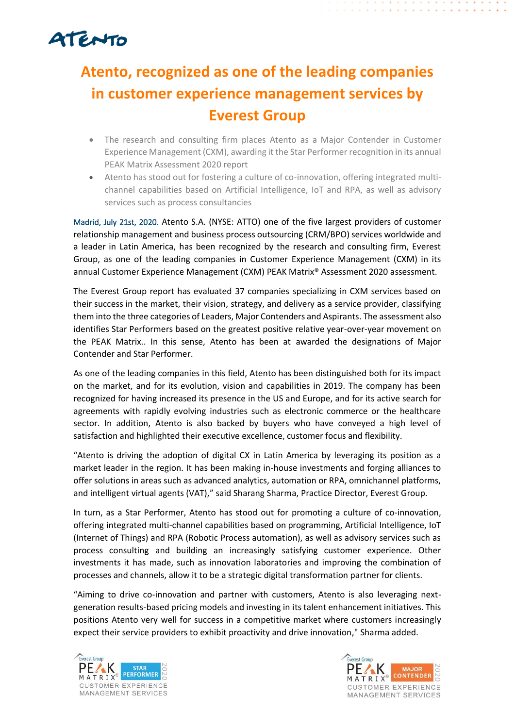# Atento, recognized as one of the leading companies in customer experience management services by Everest Group

- The research and consulting firm places Atento as a Major Contender in Customer Experience Management (CXM), awarding it the Star Performer recognition in its annual PEAK Matrix Assessment 2020 report
- Atento has stood out for fostering a culture of co-innovation, offering integrated multi-channel capabilities based on Artificial Intelligence, IoT and RPA, as well as advisory services such as process consultancies

Madrid, July 21st, 2020. Atento S.A. (NYSE: ATTO) one of the five largest providers of customer relationship management and business process outsourcing (CRM/BPO) services worldwide and a leader in Latin America, has been recognized by the research and consulting firm, Everest Group, as one of the leading companies in Customer Experience Management (CXM) in its annual Customer Experience Management (CXM) PEAK Matrix® Assessment 2020 assessment.

The Everest Group report has evaluated 37 companies specializing in CXM services based on their success in the market, their vision, strategy, and delivery as a service provider, classifying them into the three categories of Leaders, Major Contenders and Aspirants. The assessment also identifies Star Performers based on the greatest positive relative year-over-year movement on the PEAK Matrix.. In this sense, Atento has been at awarded the designations of Major Contender and Star Performer.

As one of the leading companies in this field, Atento has been distinguished both for its impact on the market, and for its evolution, vision and capabilities in 2019. The company has been recognized for having increased its presence in the US and Europe, and for its active search for agreements with rapidly evolving industries such as electronic commerce or the healthcare sector. In addition, Atento is also backed by buyers who have conveyed a high level of satisfaction and highlighted their executive excellence, customer focus and flexibility.

"Atento is driving the adoption of digital CX in Latin America by leveraging its position as a market leader in the region. It has been making in-house investments and forging alliances to offer solutions in areas such as advanced analytics, automation or RPA, omnichannel platforms, and intelligent virtual agents (VAT)," said Sharang Sharma, Practice Director, Everest Group.

In turn, as a Star Performer, Atento has stood out for promoting a culture of co-innovation, offering integrated multi-channel capabilities based on programming, Artificial Intelligence, IoT (Internet of Things) and RPA (Robotic Process automation), as well as advisory services such as process consulting and building an increasingly satisfying customer experience. Other investments it has made, such as innovation laboratories and improving the combination of processes and channels, allow it to be a strategic digital transformation partner for clients.

"Aiming to drive co-innovation and partner with customers, Atento is also leveraging next-generation results-based pricing models and investing in its talent enhancement initiatives. This positions Atento very well for success in a competitive market where customers increasingly expect their service providers to exhibit proactivity and drive innovation," Sharma added.

Everest Group PEAK MATRIX® STAR PERFORMER 2020 CUSTOMER EXPERIENCE MANAGEMENT SERVICES

Everest Group PEAK MATRIX® MAJOR CONTENDER 2020 CUSTOMER EXPERIENCE MANAGEMENT SERVICES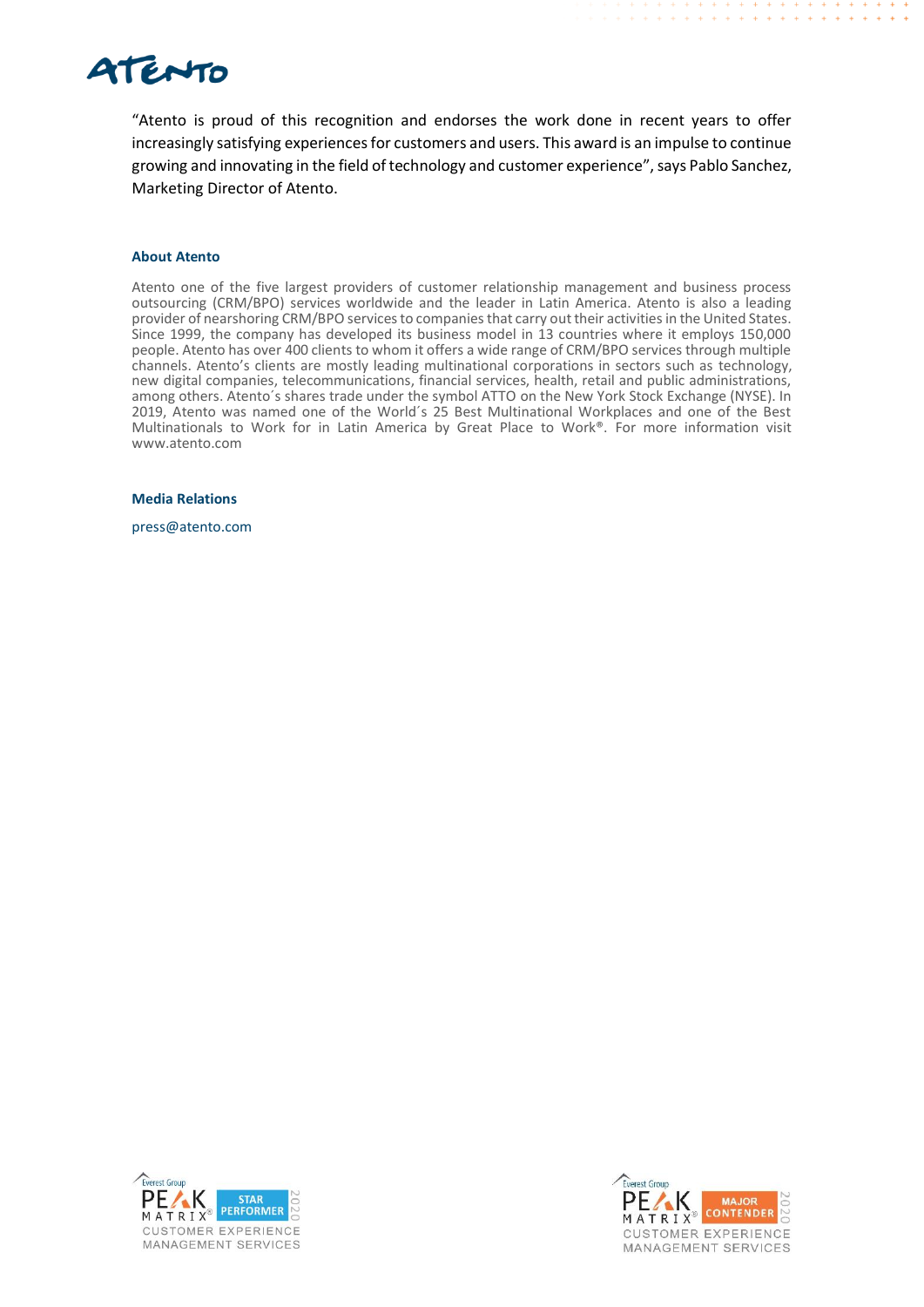"Atento is proud of this recognition and endorses the work done in recent years to offer increasingly satisfying experiences for customers and users. This award is an impulse to continue growing and innovating in the field of technology and customer experience", says Pablo Sanchez, Marketing Director of Atento.

**About Atento**

Atento one of the five largest providers of customer relationship management and business process outsourcing (CRM/BPO) services worldwide and the leader in Latin America. Atento is also a leading provider of nearshoring CRM/BPO services to companies that carry out their activities in the United States. Since 1999, the company has developed its business model in 13 countries where it employs 150,000 people. Atento has over 400 clients to whom it offers a wide range of CRM/BPO services through multiple channels. Atento's clients are mostly leading multinational corporations in sectors such as technology, new digital companies, telecommunications, financial services, health, retail and public administrations, among others. Atento´s shares trade under the symbol ATTO on the New York Stock Exchange (NYSE). In 2019, Atento was named one of the World´s 25 Best Multinational Workplaces and one of the Best Multinationals to Work for in Latin America by Great Place to Work®. For more information visit www.atento.com

**Media Relations**

press@atento.com

Everest Group PEAK MATRIX® STAR PERFORMER 2020 CUSTOMER EXPERIENCE MANAGEMENT SERVICES

Everest Group PEAK MATRIX® MAJOR CONTENDER 2020 CUSTOMER EXPERIENCE MANAGEMENT SERVICES